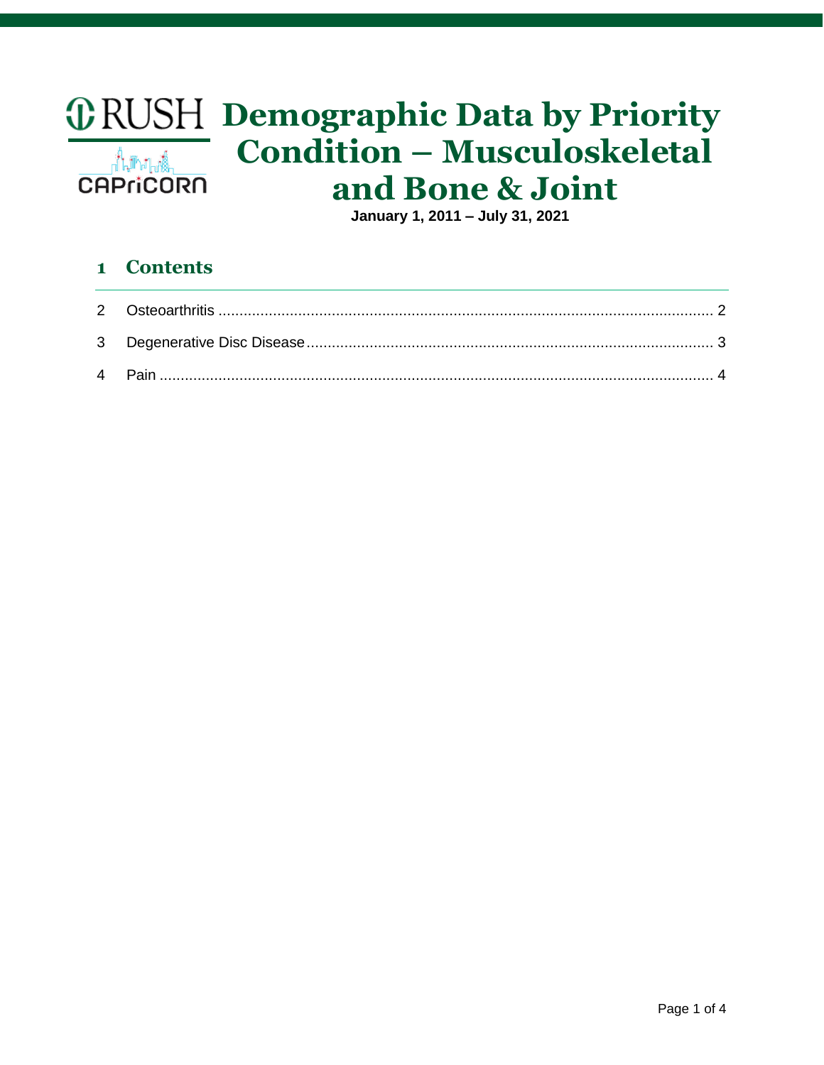# Demographic Data by Priority Condition – Musculoskeletal and Bone & Joint

**January 1, 2011 – July 31, 2021**

## 1 Contents

2 Osteoarthritis ........................................................................................................ 2

3 Degenerative Disc Disease .................................................................................. 3

4 Pain ...................................................................................................................... 4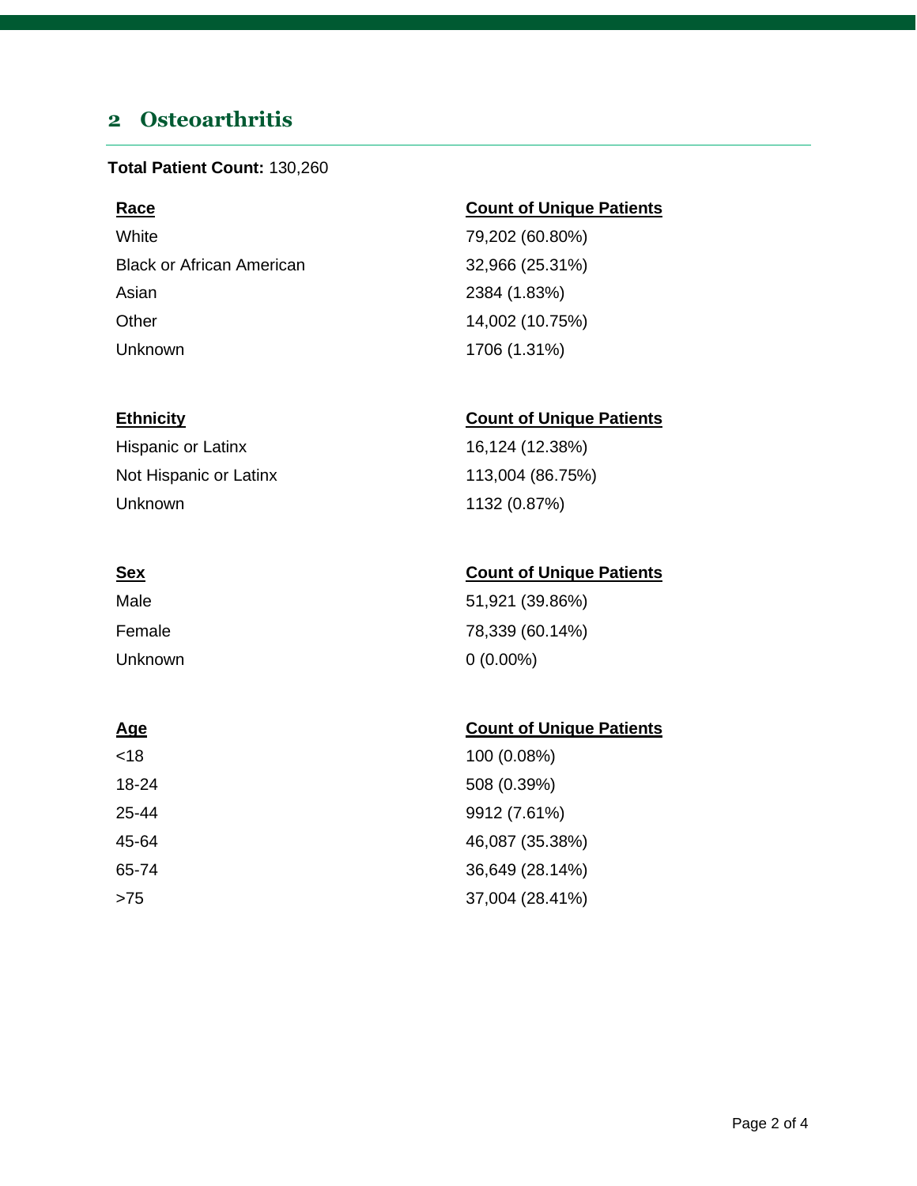## 2 Osteoarthritis

**Total Patient Count:** 130,260

| Race | Count of Unique Patients |
| --- | --- |
| White | 79,202 (60.80%) |
| Black or African American | 32,966 (25.31%) |
| Asian | 2384 (1.83%) |
| Other | 14,002 (10.75%) |
| Unknown | 1706 (1.31%) |

| Ethnicity | Count of Unique Patients |
| --- | --- |
| Hispanic or Latinx | 16,124 (12.38%) |
| Not Hispanic or Latinx | 113,004 (86.75%) |
| Unknown | 1132 (0.87%) |

| Sex | Count of Unique Patients |
| --- | --- |
| Male | 51,921 (39.86%) |
| Female | 78,339 (60.14%) |
| Unknown | 0 (0.00%) |

| Age | Count of Unique Patients |
| --- | --- |
| <18 | 100 (0.08%) |
| 18-24 | 508 (0.39%) |
| 25-44 | 9912 (7.61%) |
| 45-64 | 46,087 (35.38%) |
| 65-74 | 36,649 (28.14%) |
| >75 | 37,004 (28.41%) |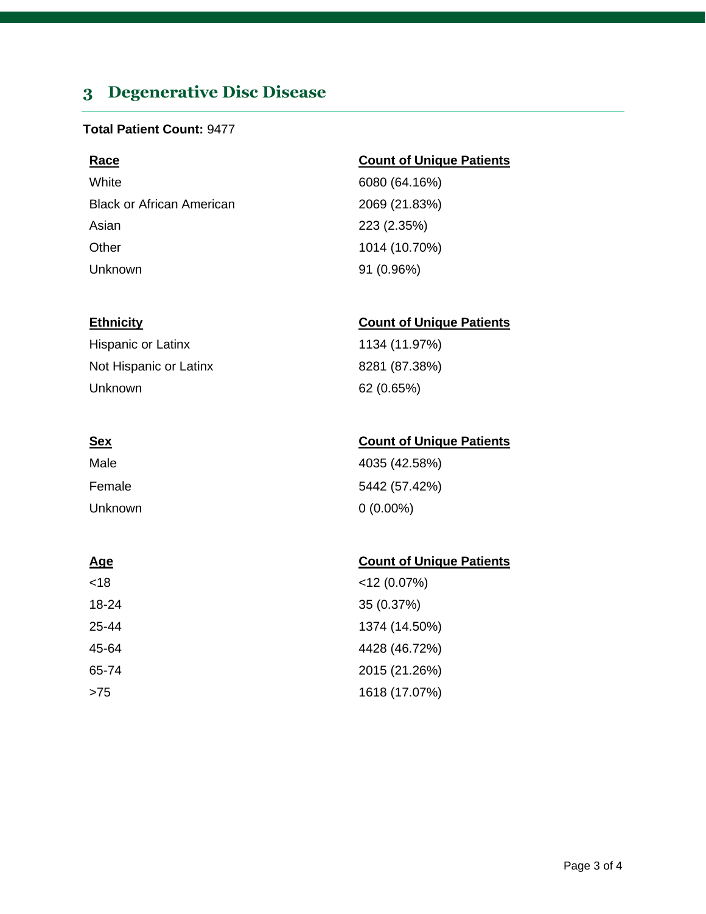## 3 Degenerative Disc Disease

**Total Patient Count:** 9477

| Race | Count of Unique Patients |
| --- | --- |
| White | 6080 (64.16%) |
| Black or African American | 2069 (21.83%) |
| Asian | 223 (2.35%) |
| Other | 1014 (10.70%) |
| Unknown | 91 (0.96%) |

| Ethnicity | Count of Unique Patients |
| --- | --- |
| Hispanic or Latinx | 1134 (11.97%) |
| Not Hispanic or Latinx | 8281 (87.38%) |
| Unknown | 62 (0.65%) |

| Sex | Count of Unique Patients |
| --- | --- |
| Male | 4035 (42.58%) |
| Female | 5442 (57.42%) |
| Unknown | 0 (0.00%) |

| Age | Count of Unique Patients |
| --- | --- |
| <18 | <12 (0.07%) |
| 18-24 | 35 (0.37%) |
| 25-44 | 1374 (14.50%) |
| 45-64 | 4428 (46.72%) |
| 65-74 | 2015 (21.26%) |
| >75 | 1618 (17.07%) |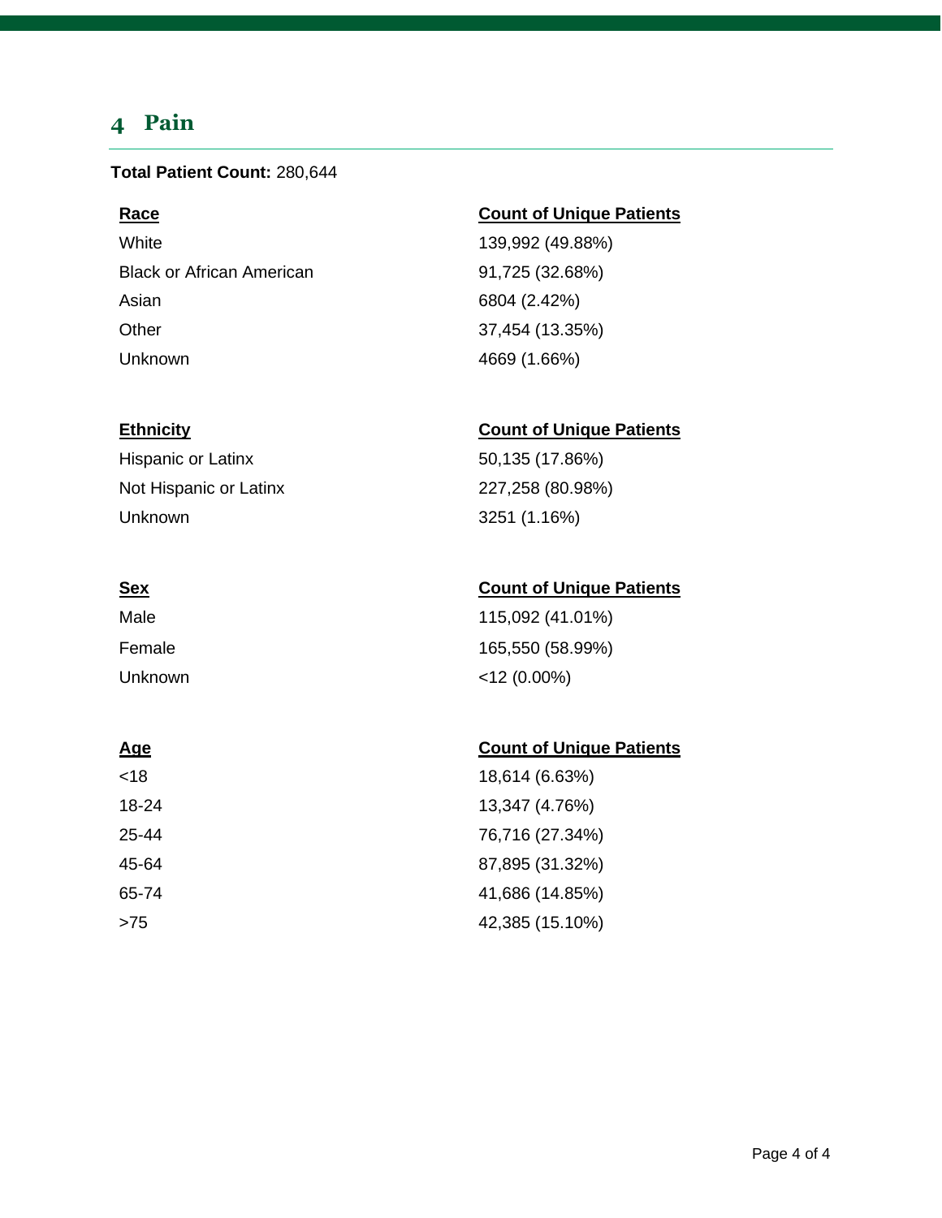## 4 Pain

**Total Patient Count:** 280,644

| Race | Count of Unique Patients |
| --- | --- |
| White | 139,992 (49.88%) |
| Black or African American | 91,725 (32.68%) |
| Asian | 6804 (2.42%) |
| Other | 37,454 (13.35%) |
| Unknown | 4669 (1.66%) |

| Ethnicity | Count of Unique Patients |
| --- | --- |
| Hispanic or Latinx | 50,135 (17.86%) |
| Not Hispanic or Latinx | 227,258 (80.98%) |
| Unknown | 3251 (1.16%) |

| Sex | Count of Unique Patients |
| --- | --- |
| Male | 115,092 (41.01%) |
| Female | 165,550 (58.99%) |
| Unknown | <12 (0.00%) |

| Age | Count of Unique Patients |
| --- | --- |
| <18 | 18,614 (6.63%) |
| 18-24 | 13,347 (4.76%) |
| 25-44 | 76,716 (27.34%) |
| 45-64 | 87,895 (31.32%) |
| 65-74 | 41,686 (14.85%) |
| >75 | 42,385 (15.10%) |